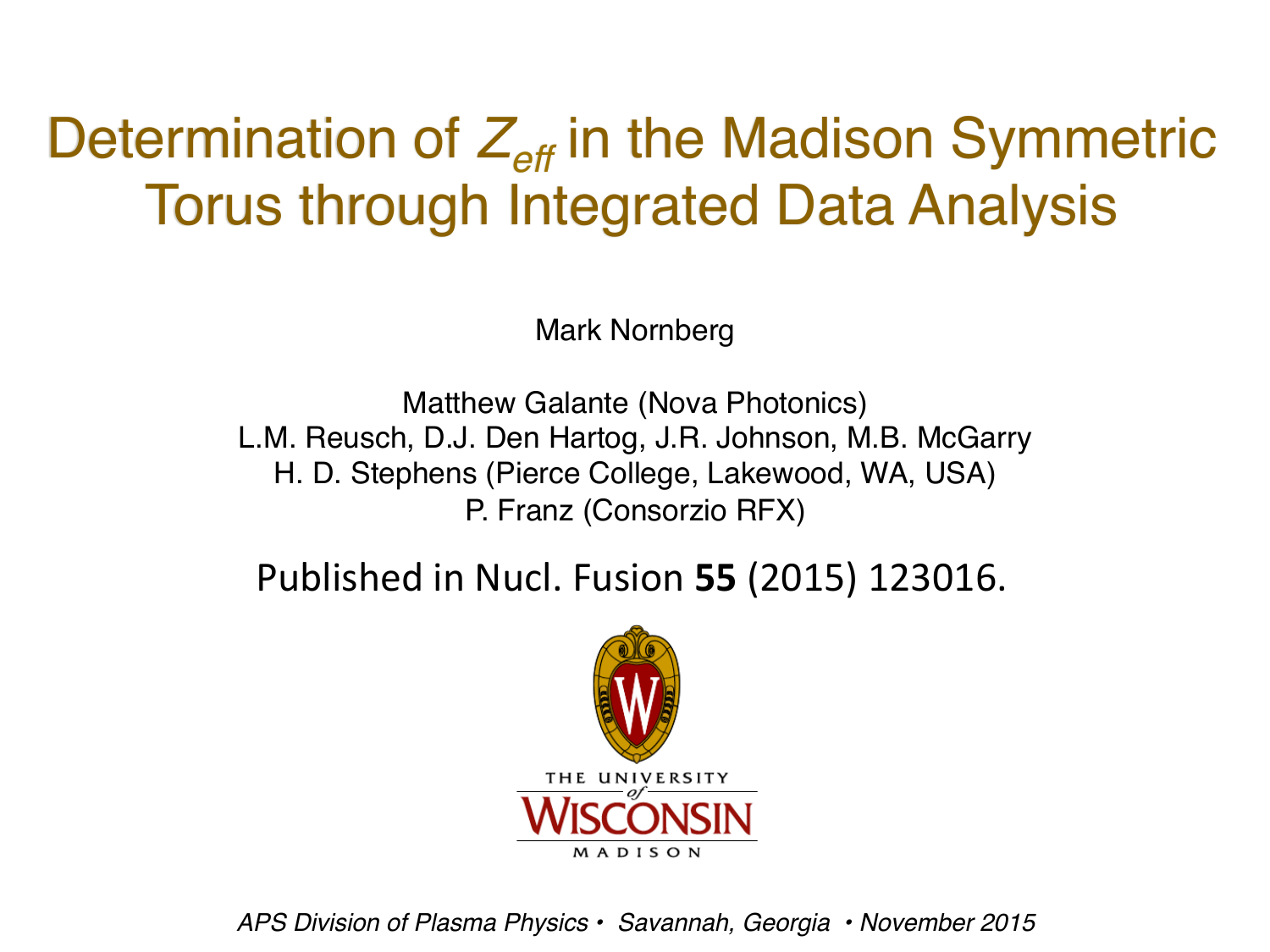# Determination of $Z_{eff}$ in the Madison Symmetric Torus through Integrated Data Analysis

Mark Nornberg

Matthew Galante (Nova Photonics)
L.M. Reusch, D.J. Den Hartog, J.R. Johnson, M.B. McGarry
H. D. Stephens (Pierce College, Lakewood, WA, USA)
P. Franz (Consorzio RFX)

Published in Nucl. Fusion **55** (2015) 123016.

THE UNIVERSITY of WISCONSIN MADISON

*APS Division of Plasma Physics • Savannah, Georgia • November 2015*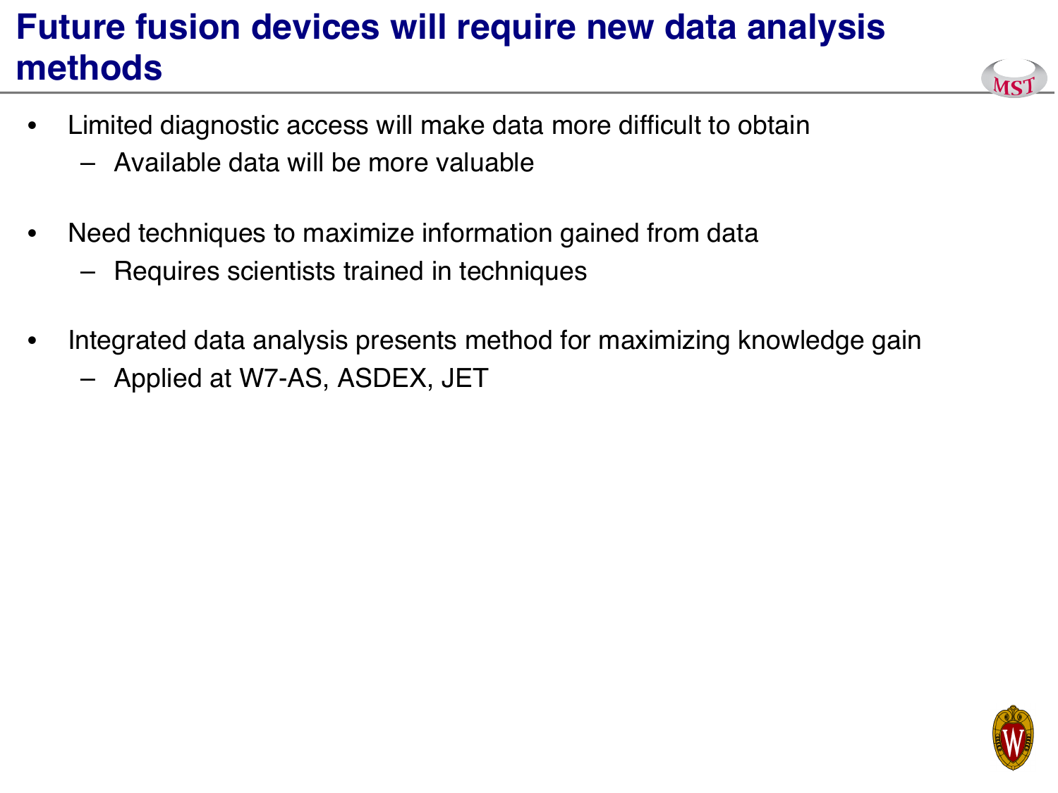# Future fusion devices will require new data analysis methods

- Limited diagnostic access will make data more difficult to obtain
  - Available data will be more valuable

- Need techniques to maximize information gained from data
  - Requires scientists trained in techniques

- Integrated data analysis presents method for maximizing knowledge gain
  - Applied at W7-AS, ASDEX, JET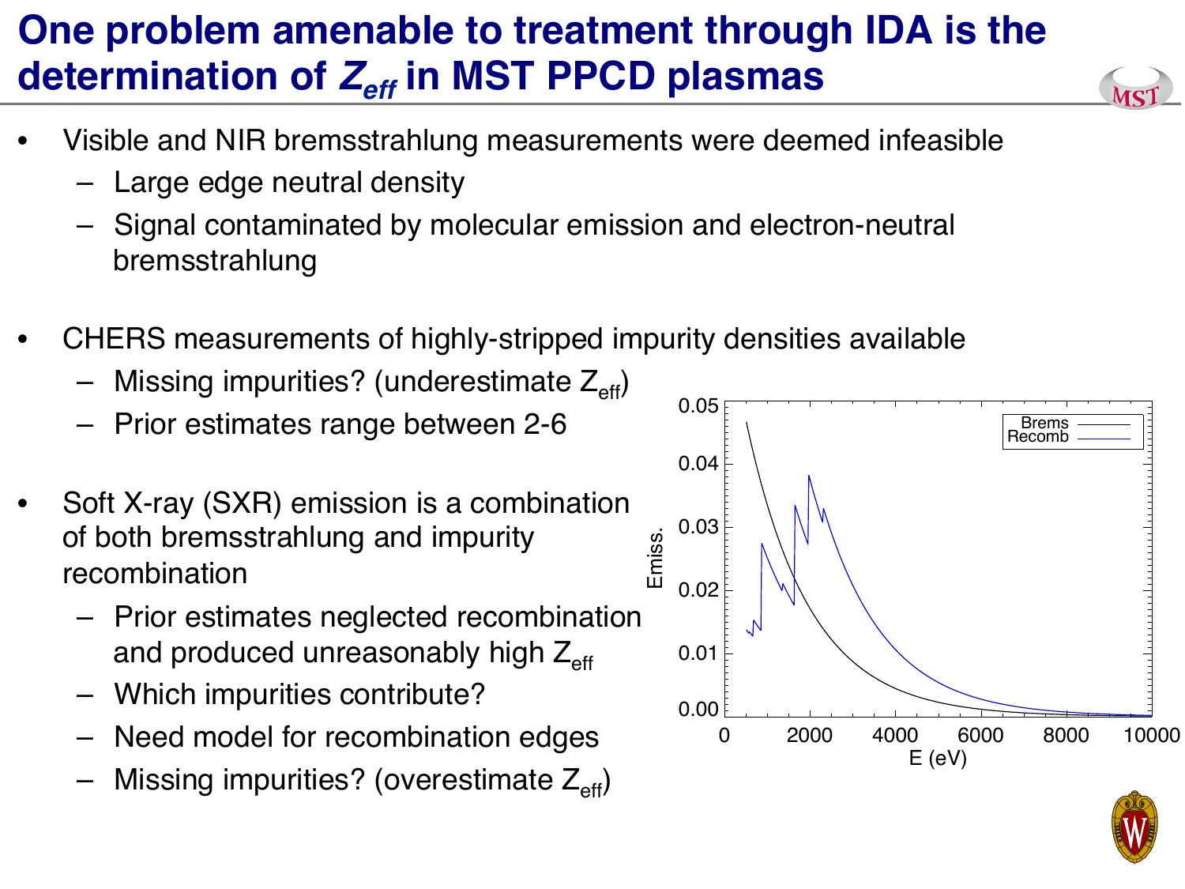# One problem amenable to treatment through IDA is the determination of $Z_{eff}$ in MST PPCD plasmas

- Visible and NIR bremsstrahlung measurements were deemed infeasible
  - Large edge neutral density
  - Signal contaminated by molecular emission and electron-neutral bremsstrahlung
- CHERS measurements of highly-stripped impurity densities available
  - Missing impurities? (underestimate $Z_{eff}$)
  - Prior estimates range between 2-6
- Soft X-ray (SXR) emission is a combination of both bremsstrahlung and impurity recombination
  - Prior estimates neglected recombination and produced unreasonably high $Z_{eff}$
  - Which impurities contribute?
  - Need model for recombination edges
  - Missing impurities? (overestimate $Z_{eff}$)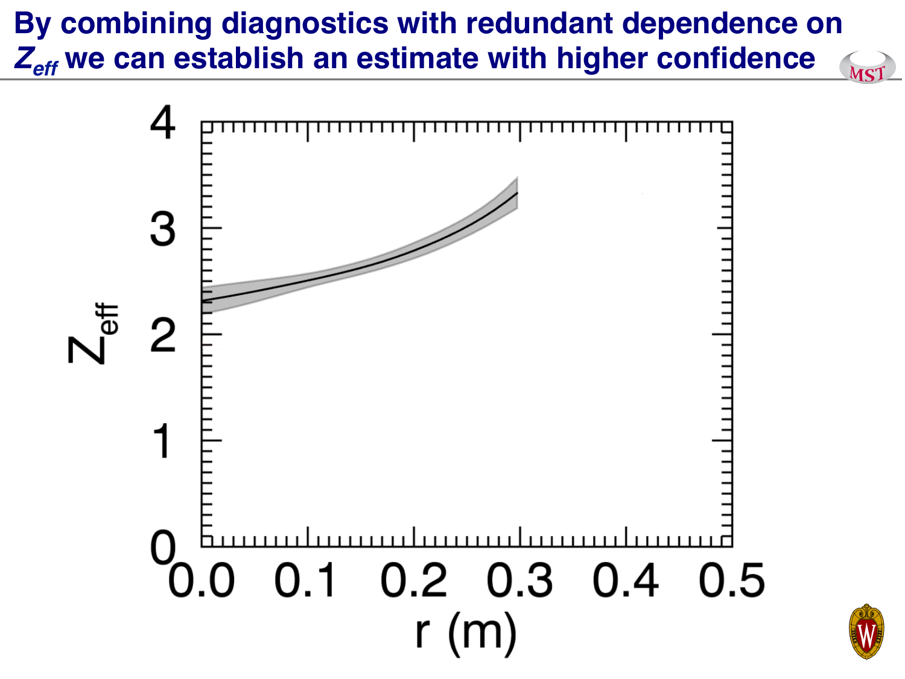# By combining diagnostics with redundant dependence on $Z_{eff}$ we can establish an estimate with higher confidence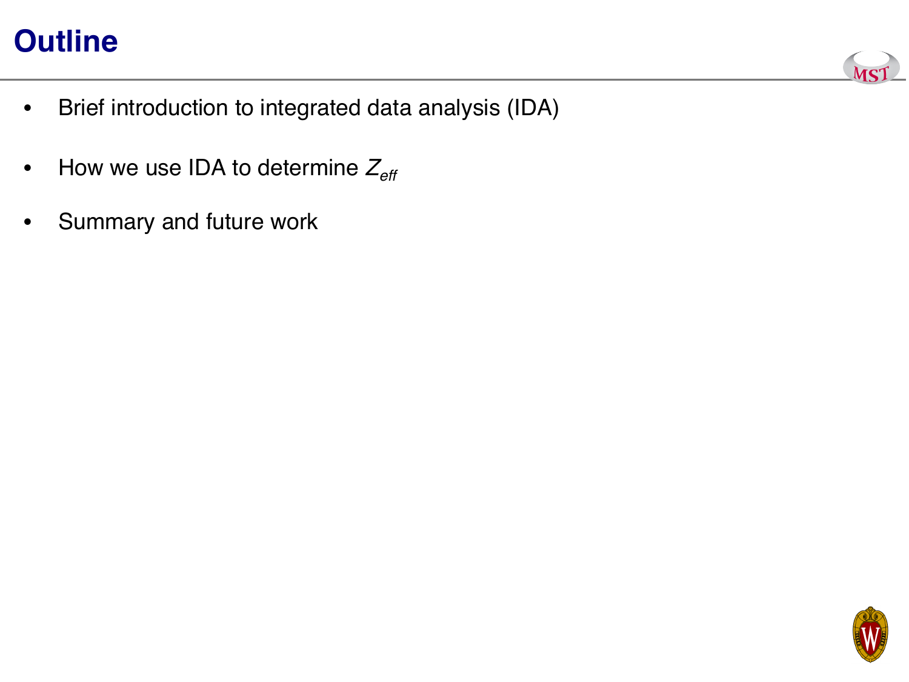# Outline

- Brief introduction to integrated data analysis (IDA)
- How we use IDA to determine $Z_{eff}$
- Summary and future work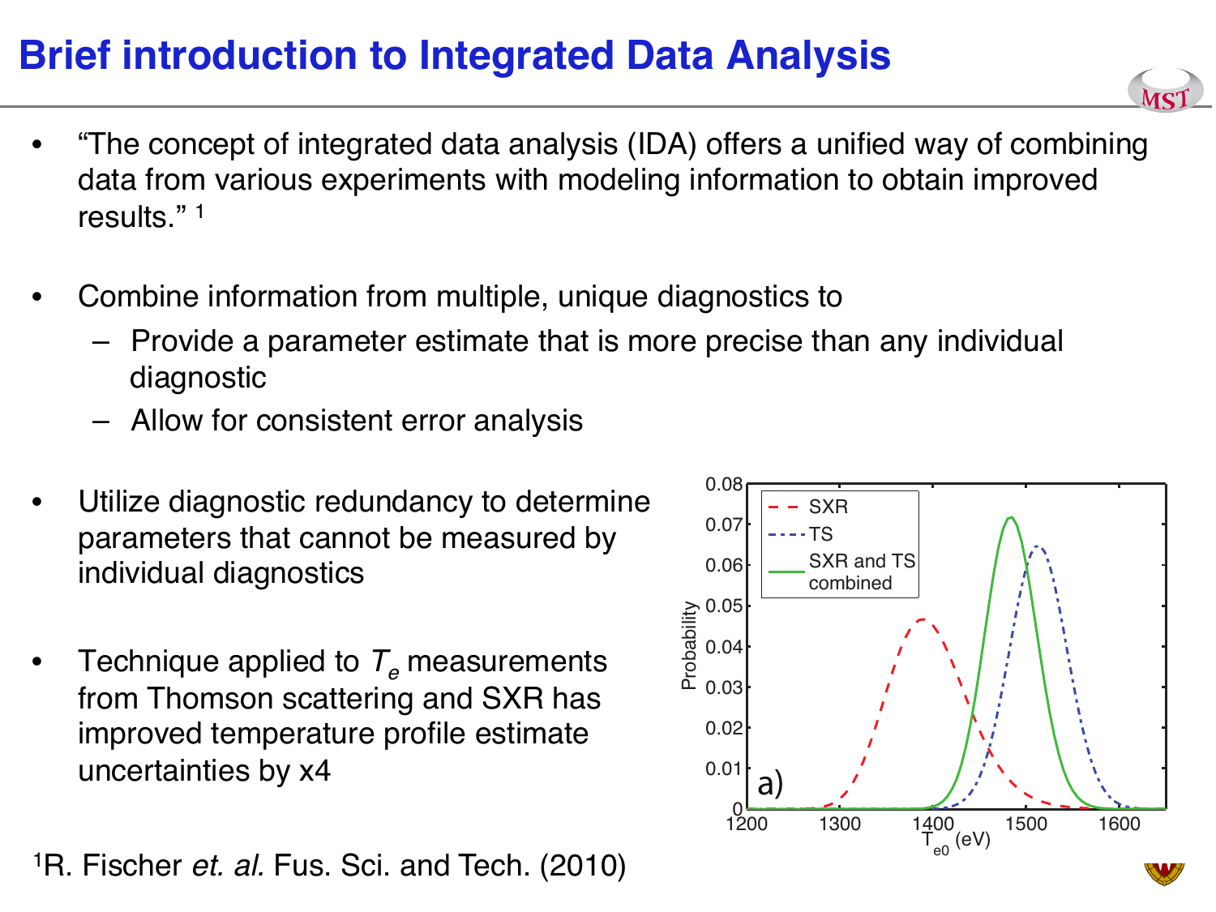# Brief introduction to Integrated Data Analysis

- "The concept of integrated data analysis (IDA) offers a unified way of combining data from various experiments with modeling information to obtain improved results." [1]

- Combine information from multiple, unique diagnostics to
  - Provide a parameter estimate that is more precise than any individual diagnostic
  - Allow for consistent error analysis

- Utilize diagnostic redundancy to determine parameters that cannot be measured by individual diagnostics

- Technique applied to $T_e$ measurements from Thomson scattering and SXR has improved temperature profile estimate uncertainties by x4

[1]R. Fischer *et. al.* Fus. Sci. and Tech. (2010)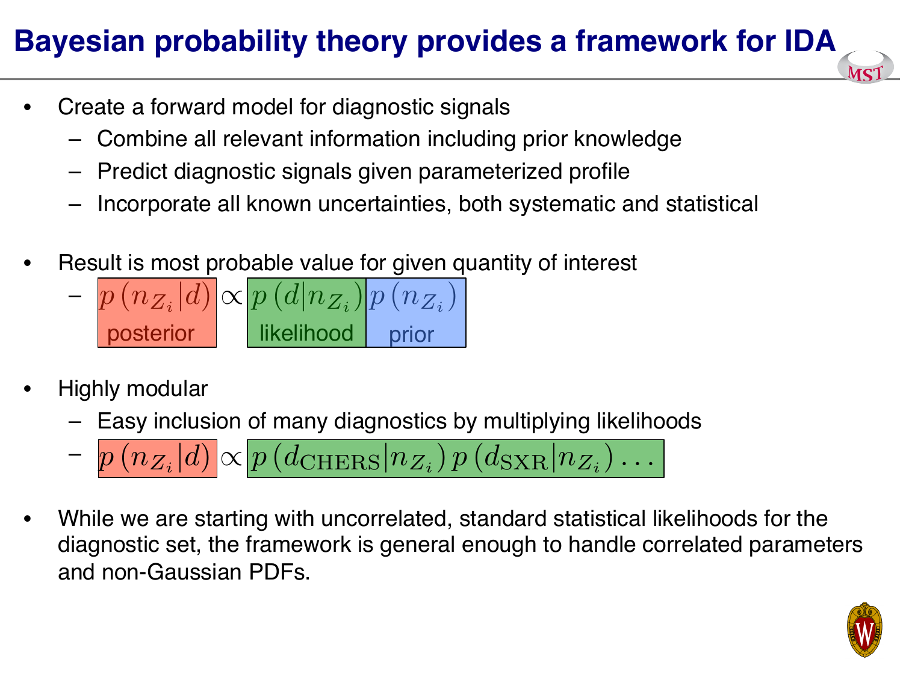# Bayesian probability theory provides a framework for IDA

- Create a forward model for diagnostic signals
  - Combine all relevant information including prior knowledge
  - Predict diagnostic signals given parameterized profile
  - Incorporate all known uncertainties, both systematic and statistical
- Result is most probable value for given quantity of interest
  - $\underbrace{p\left(n_{Z_i}|d\right)}_{\text{posterior}} \propto \underbrace{p\left(d|n_{Z_i}\right)}_{\text{likelihood}} \underbrace{p\left(n_{Z_i}\right)}_{\text{prior}}$
- Highly modular
  - Easy inclusion of many diagnostics by multiplying likelihoods
  - $p\left(n_{Z_i}|d\right) \propto p\left(d_{\mathrm{CHERS}}|n_{Z_i}\right) p\left(d_{\mathrm{SXR}}|n_{Z_i}\right) \ldots$
- While we are starting with uncorrelated, standard statistical likelihoods for the diagnostic set, the framework is general enough to handle correlated parameters and non-Gaussian PDFs.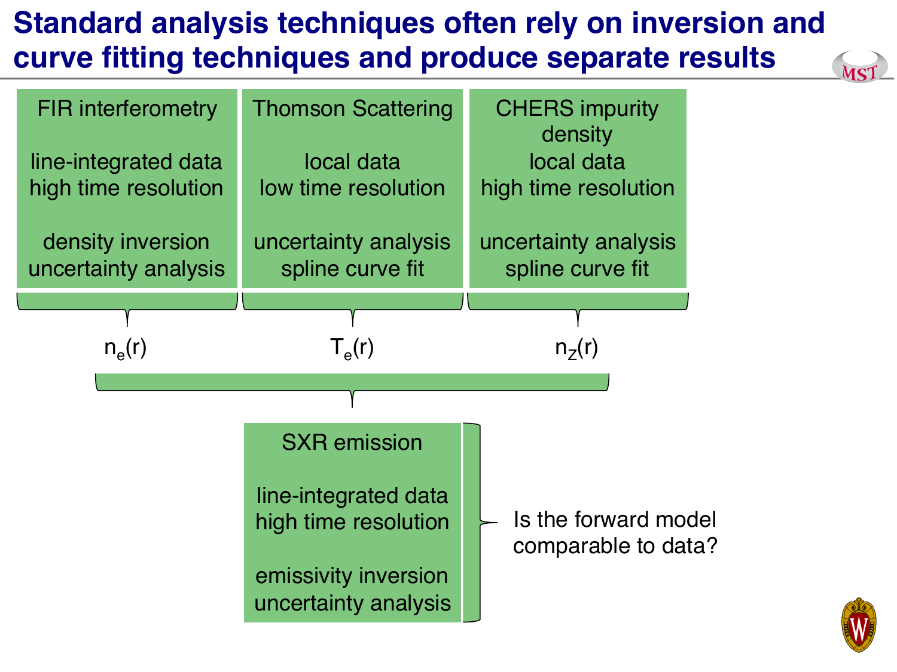# Standard analysis techniques often rely on inversion and curve fitting techniques and produce separate results

**FIR interferometry**

line-integrated data
high time resolution

density inversion
uncertainty analysis

→ $n_e(r)$

**Thomson Scattering**

local data
low time resolution

uncertainty analysis
spline curve fit

→ $T_e(r)$

**CHERS impurity density**

local data
high time resolution

uncertainty analysis
spline curve fit

→ $n_Z(r)$

**SXR emission**

line-integrated data
high time resolution

emissivity inversion
uncertainty analysis

Is the forward model comparable to data?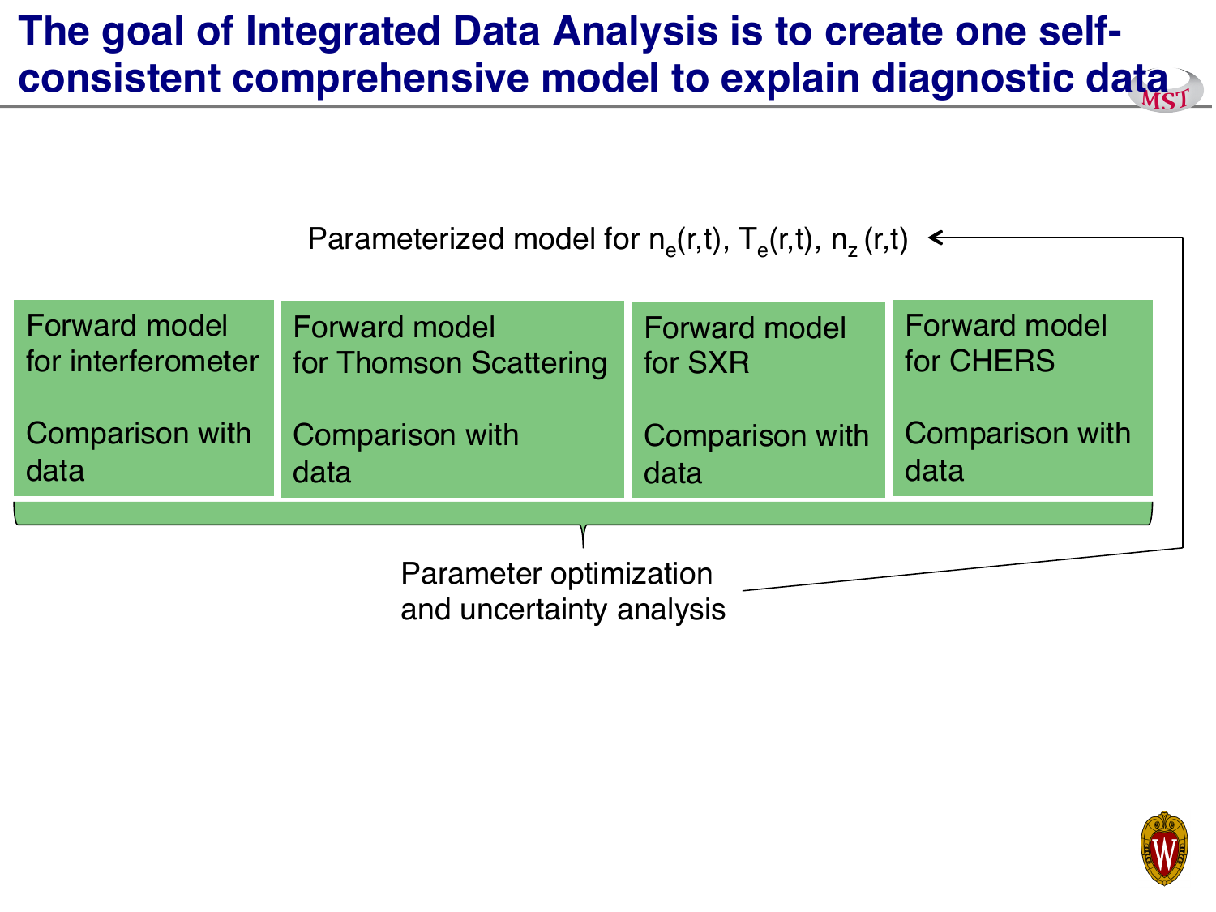# The goal of Integrated Data Analysis is to create one self-consistent comprehensive model to explain diagnostic data

Parameterized model for $n_e(r,t)$, $T_e(r,t)$, $n_z(r,t)$

| Forward model for interferometer | Forward model for Thomson Scattering | Forward model for SXR | Forward model for CHERS |
|---|---|---|---|
| Comparison with data | Comparison with data | Comparison with data | Comparison with data |

Parameter optimization and uncertainty analysis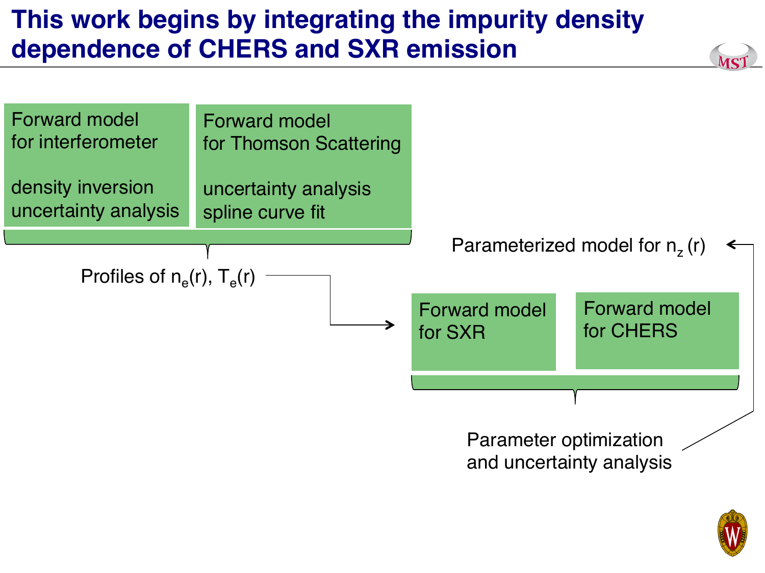# This work begins by integrating the impurity density dependence of CHERS and SXR emission

Forward model
for interferometer

density inversion
uncertainty analysis

Forward model
for Thomson Scattering

uncertainty analysis
spline curve fit

Profiles of $n_e(r)$, $T_e(r)$

Parameterized model for $n_z(r)$

Forward model
for SXR

Forward model
for CHERS

Parameter optimization
and uncertainty analysis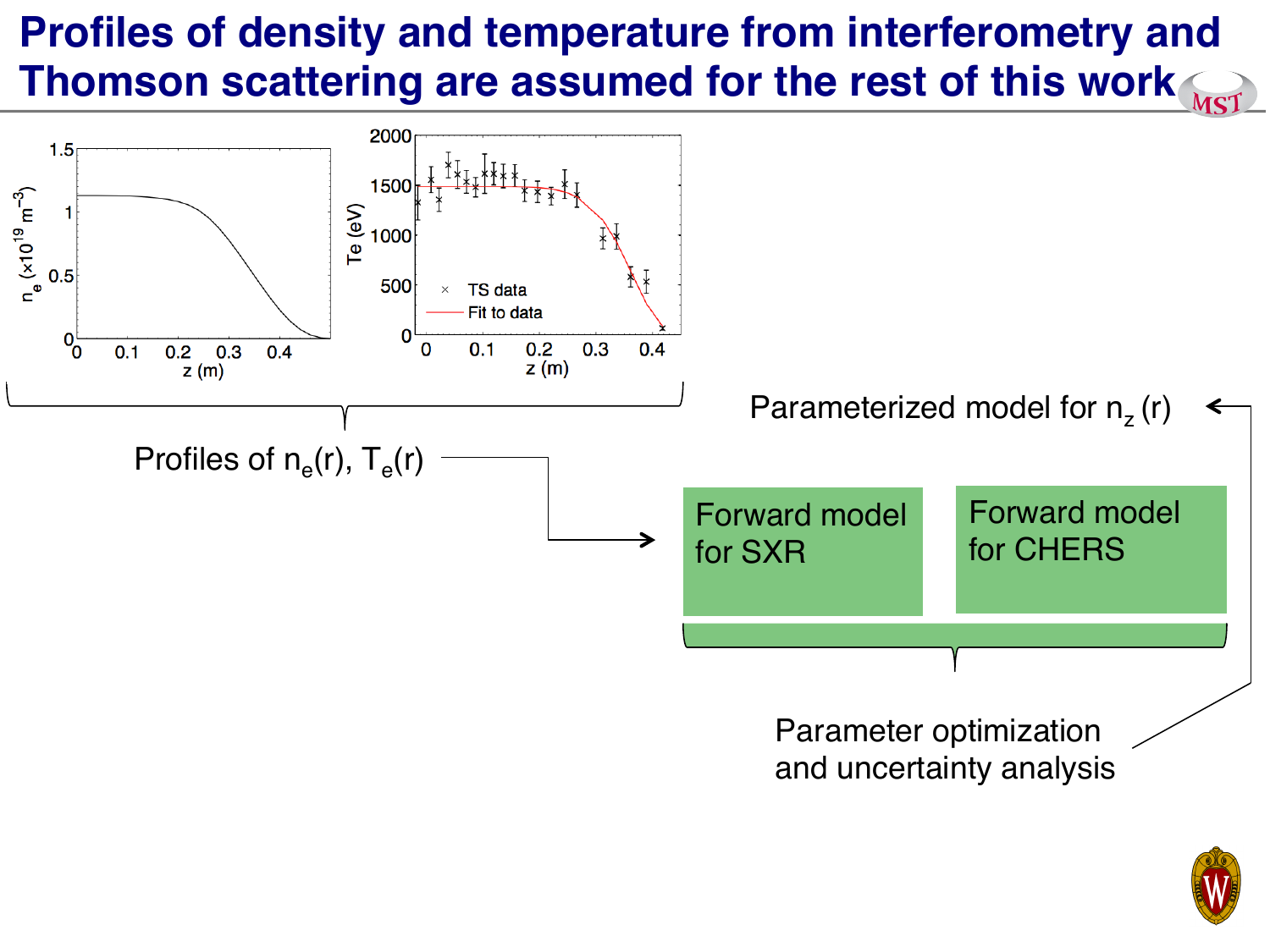# Profiles of density and temperature from interferometry and Thomson scattering are assumed for the rest of this work

Profiles of $n_e(r)$, $T_e(r)$

Parameterized model for $n_z(r)$

Forward model for SXR

Forward model for CHERS

Parameter optimization and uncertainty analysis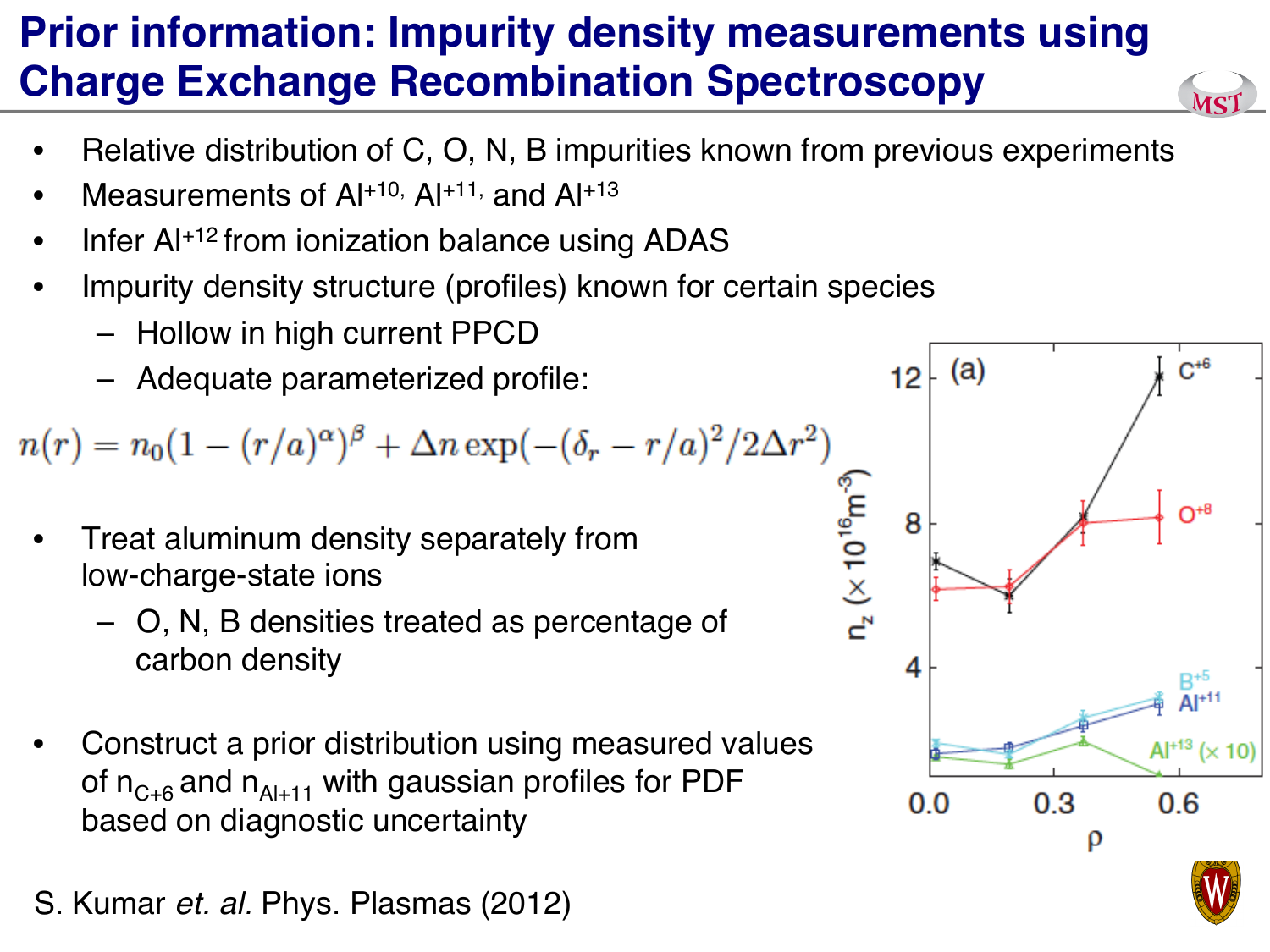# Prior information: Impurity density measurements using Charge Exchange Recombination Spectroscopy

- Relative distribution of C, O, N, B impurities known from previous experiments
- Measurements of $Al^{+10}$, $Al^{+11}$, and $Al^{+13}$
- Infer $Al^{+12}$ from ionization balance using ADAS
- Impurity density structure (profiles) known for certain species
  - Hollow in high current PPCD
  - Adequate parameterized profile:

$$n(r) = n_0(1 - (r/a)^{\alpha})^{\beta} + \Delta n \exp(-(\delta_r - r/a)^2/2\Delta r^2)$$

- Treat aluminum density separately from low-charge-state ions
  - O, N, B densities treated as percentage of carbon density
- Construct a prior distribution using measured values of $n_{C+6}$ and $n_{Al+11}$ with gaussian profiles for PDF based on diagnostic uncertainty

S. Kumar *et. al.* Phys. Plasmas (2012)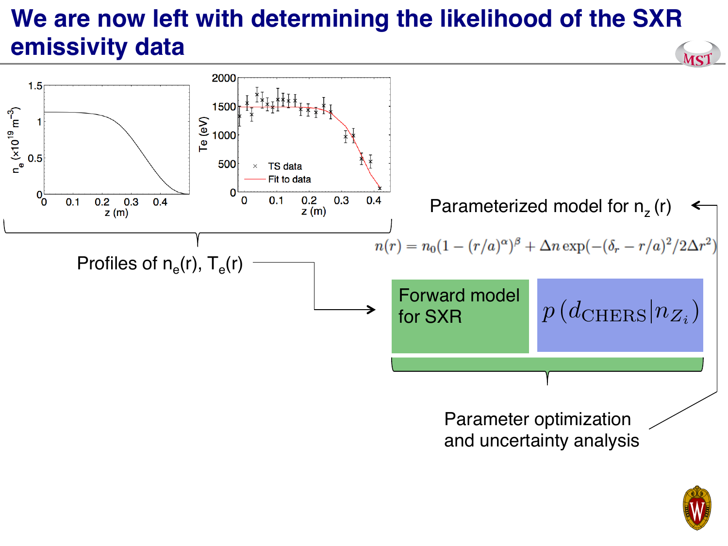# We are now left with determining the likelihood of the SXR emissivity data

Profiles of $n_e(r)$, $T_e(r)$

Parameterized model for $n_z(r)$

$$n(r) = n_0(1 - (r/a)^\alpha)^\beta + \Delta n \exp(-(\delta_r - r/a)^2/2\Delta r^2)$$

Forward model for SXR

$$p\left(d_{\text{CHERS}} | n_{Z_i}\right)$$

Parameter optimization and uncertainty analysis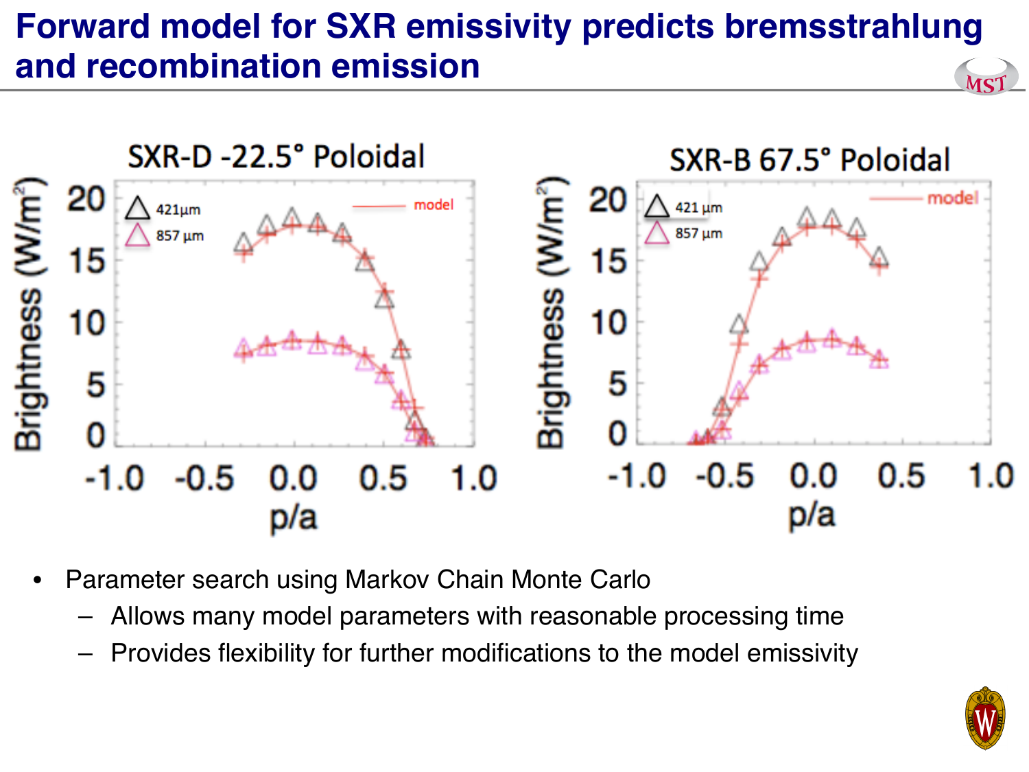# Forward model for SXR emissivity predicts bremsstrahlung and recombination emission

SXR-D -22.5° Poloidal

SXR-B 67.5° Poloidal

- Parameter search using Markov Chain Monte Carlo
  - Allows many model parameters with reasonable processing time
  - Provides flexibility for further modifications to the model emissivity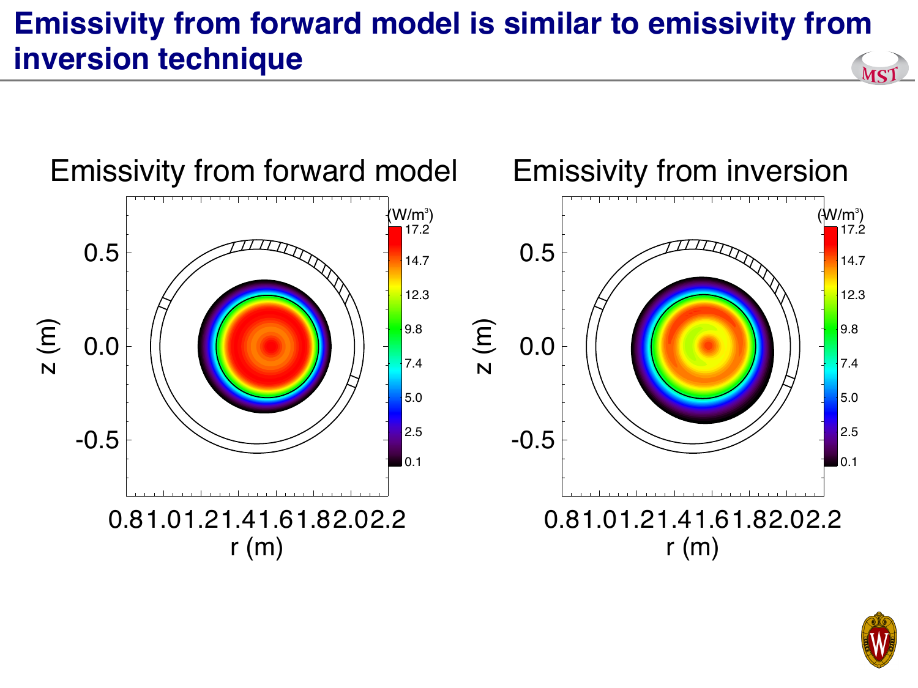# Emissivity from forward model is similar to emissivity from inversion technique

Emissivity from forward model

Emissivity from inversion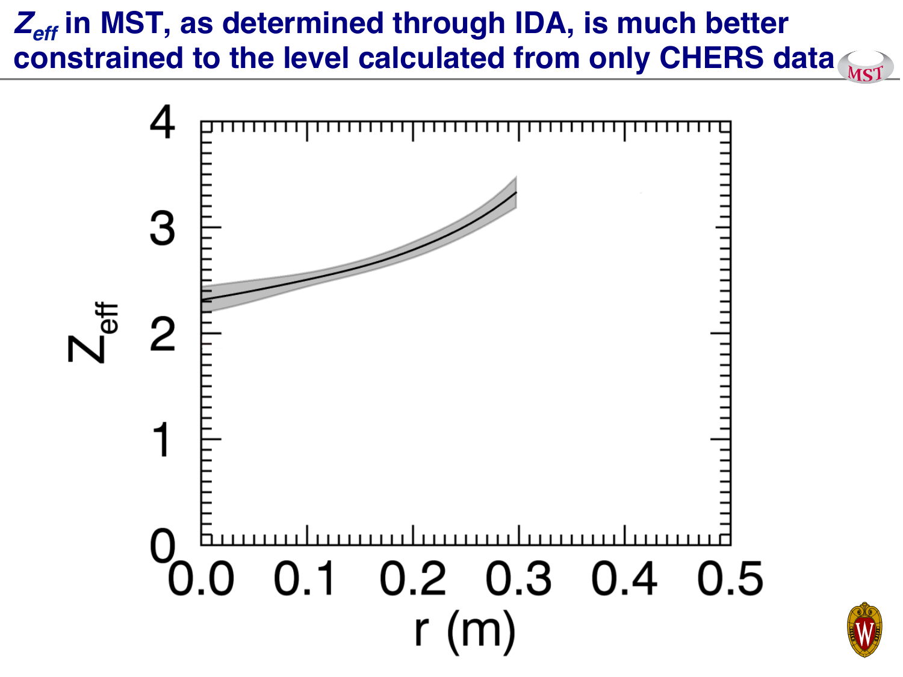# $Z_{eff}$ in MST, as determined through IDA, is much better constrained to the level calculated from only CHERS data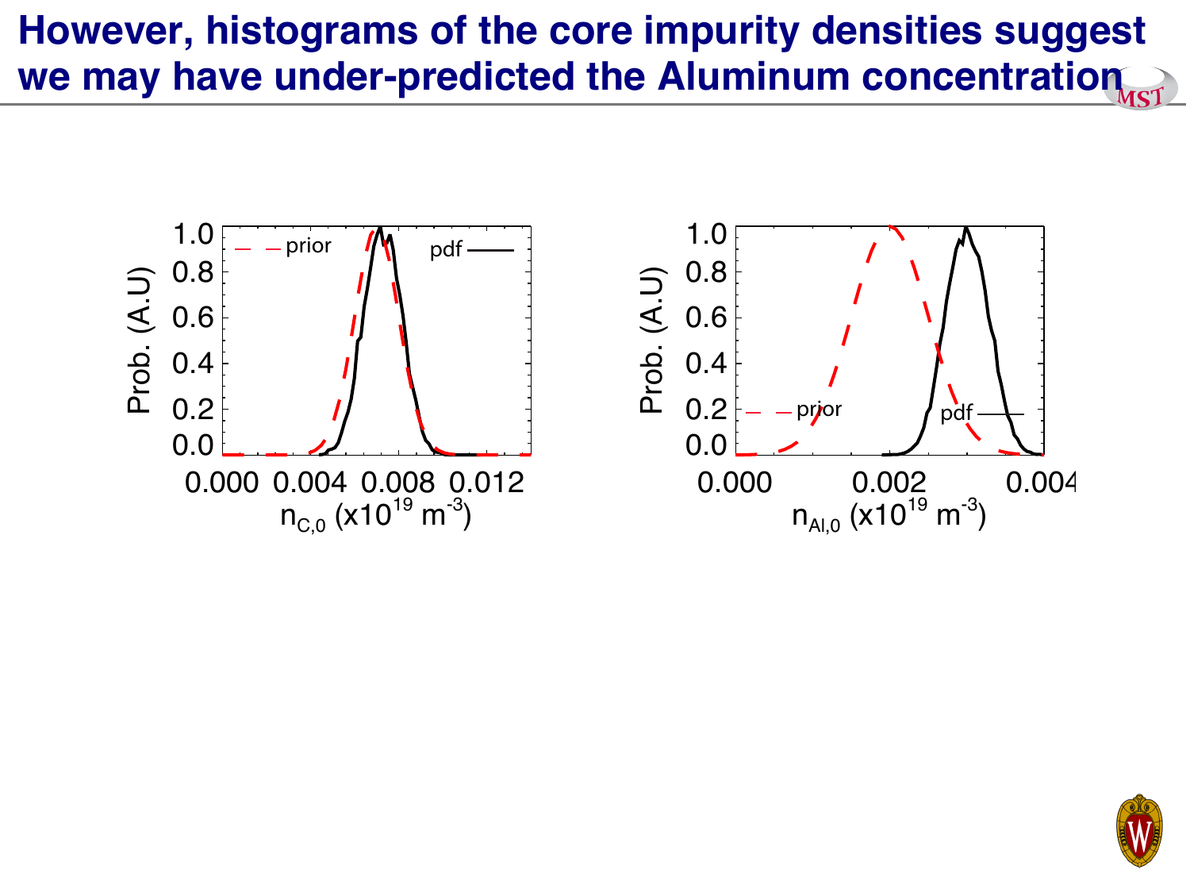# However, histograms of the core impurity densities suggest we may have under-predicted the Aluminum concentration

Prob. (A.U)

prior — pdf

$n_{C,0}$ (x$10^{19}$ $m^{-3}$)

Prob. (A.U)

prior — pdf

$n_{Al,0}$ (x$10^{19}$ $m^{-3}$)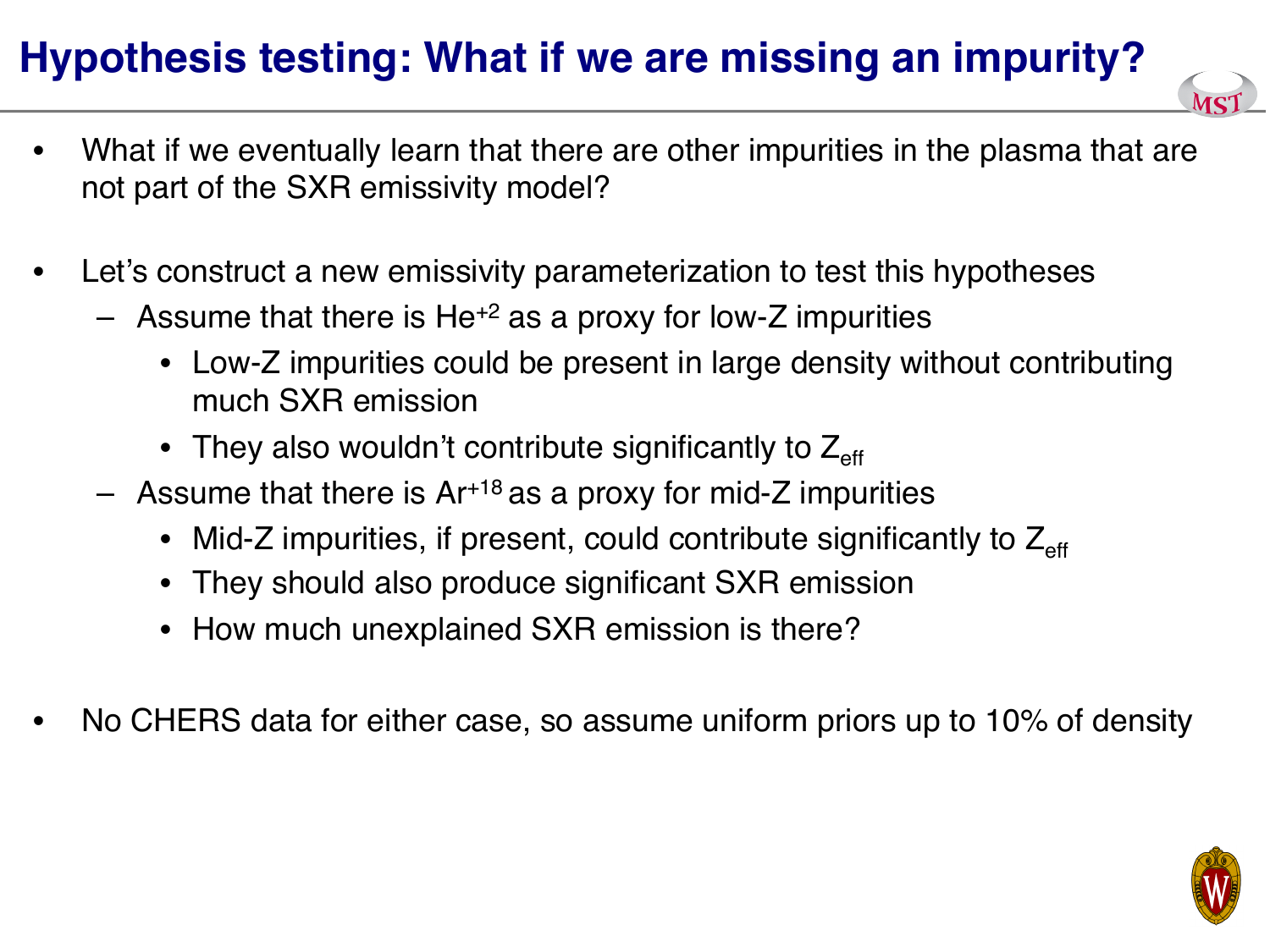# Hypothesis testing: What if we are missing an impurity?

- What if we eventually learn that there are other impurities in the plasma that are not part of the SXR emissivity model?

- Let's construct a new emissivity parameterization to test this hypotheses
  - Assume that there is $He^{+2}$ as a proxy for low-Z impurities
    - Low-Z impurities could be present in large density without contributing much SXR emission
    - They also wouldn't contribute significantly to $Z_{eff}$
  - Assume that there is $Ar^{+18}$ as a proxy for mid-Z impurities
    - Mid-Z impurities, if present, could contribute significantly to $Z_{eff}$
    - They should also produce significant SXR emission
    - How much unexplained SXR emission is there?

- No CHERS data for either case, so assume uniform priors up to 10% of density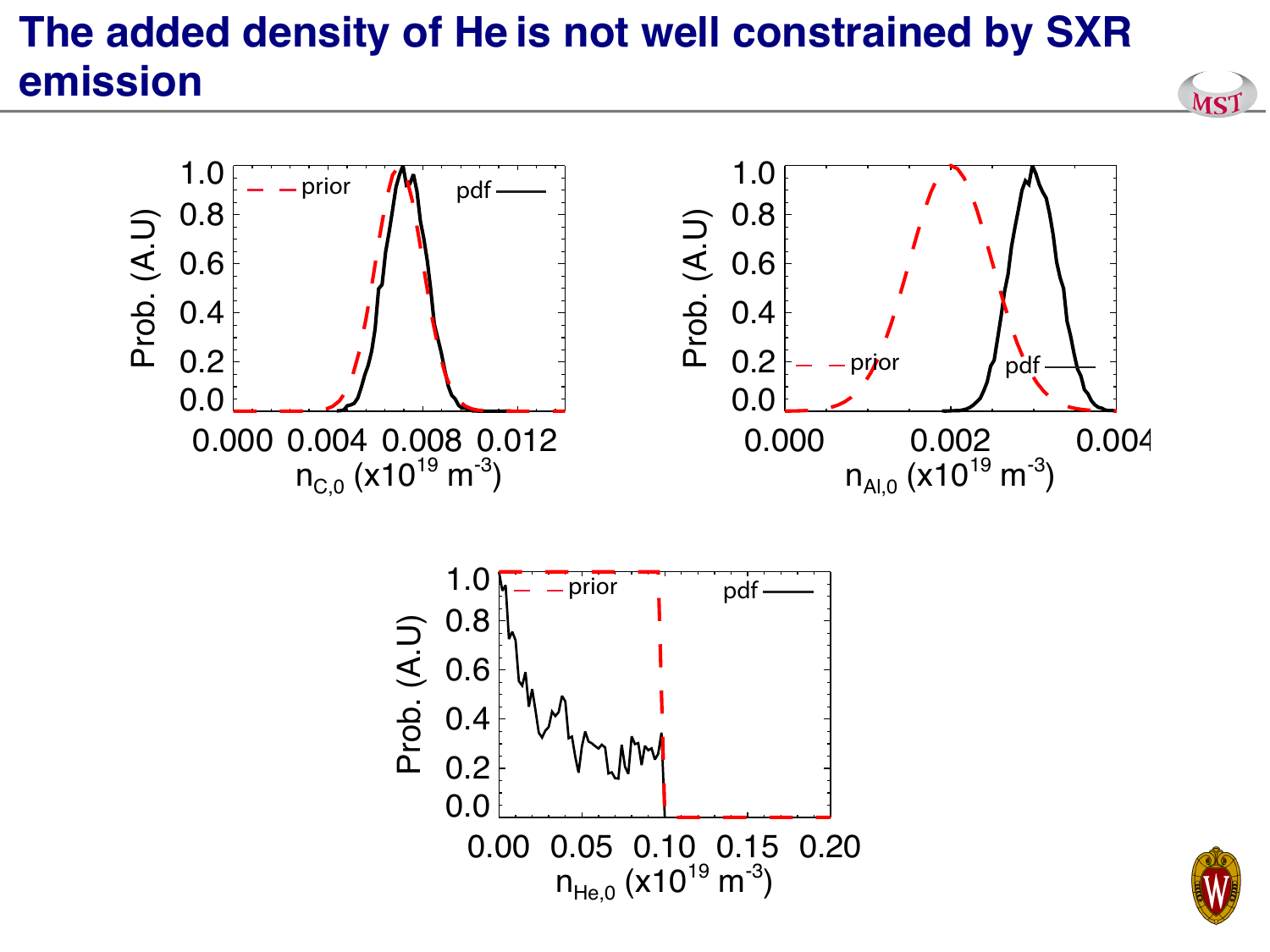# The added density of He is not well constrained by SXR emission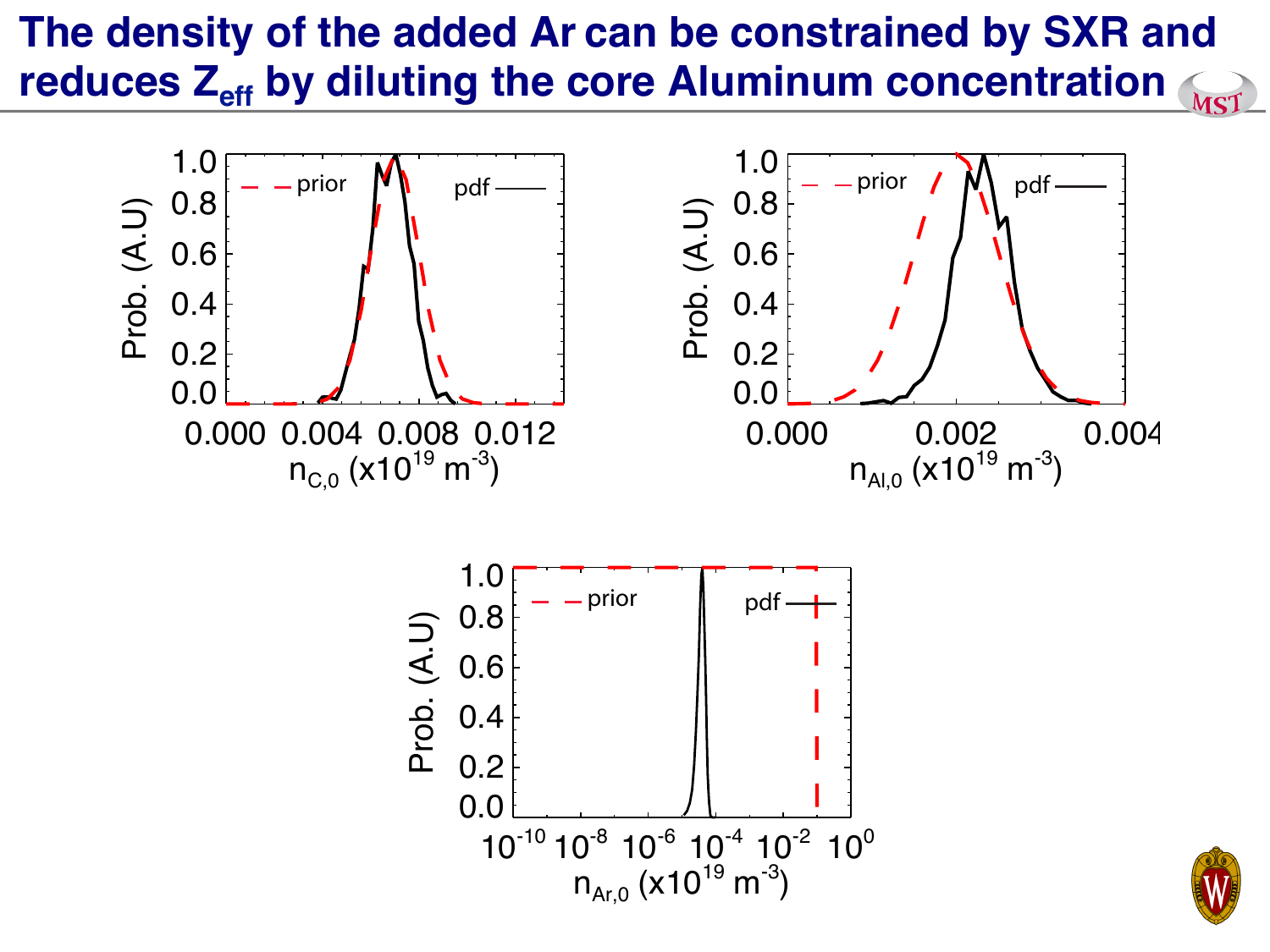# The density of the added Ar can be constrained by SXR and reduces $Z_{eff}$ by diluting the core Aluminum concentration

Prob. (A.U)

prior — pdf

$n_{C,0}$ ($\times 10^{19}$ m$^{-3}$)

$n_{Al,0}$ ($\times 10^{19}$ m$^{-3}$)

$n_{Ar,0}$ ($\times 10^{19}$ m$^{-3}$)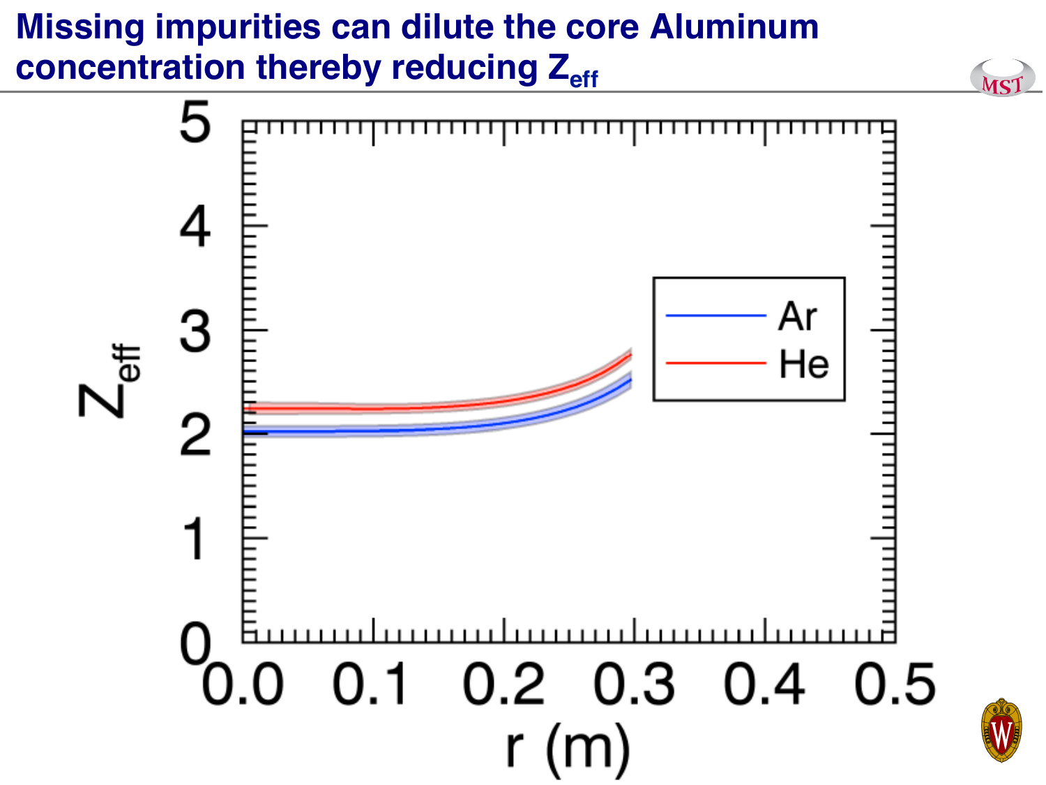# Missing impurities can dilute the core Aluminum concentration thereby reducing $Z_{eff}$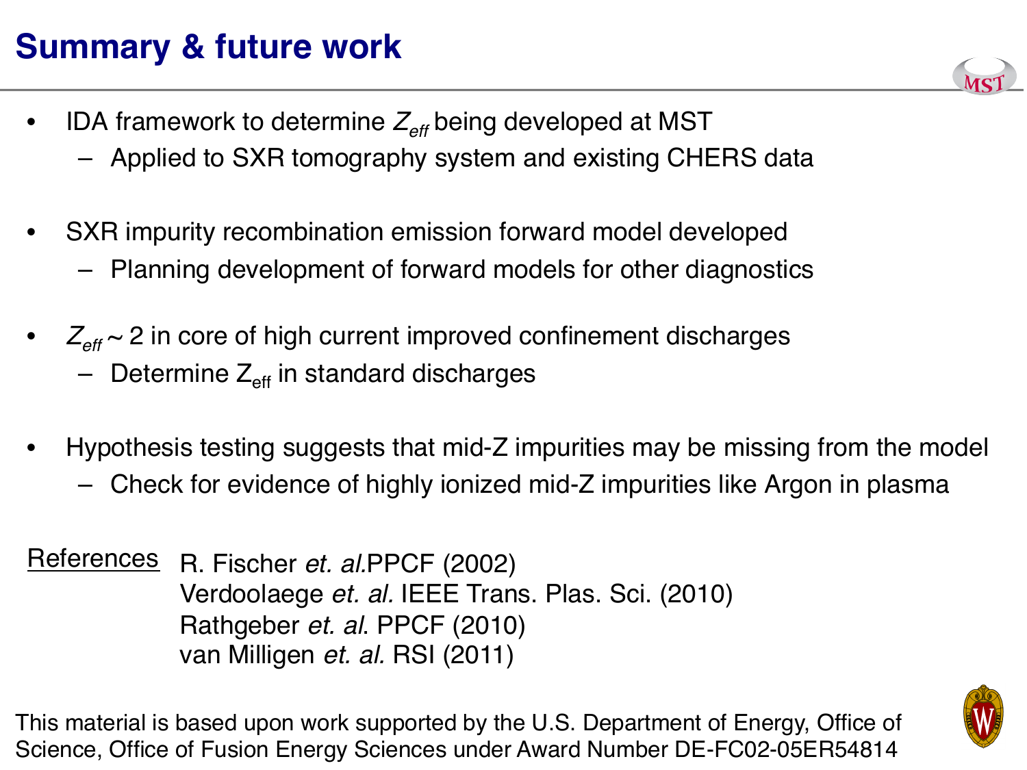# Summary & future work

- IDA framework to determine $Z_{eff}$ being developed at MST
  - Applied to SXR tomography system and existing CHERS data

- SXR impurity recombination emission forward model developed
  - Planning development of forward models for other diagnostics

- $Z_{eff} \sim 2$ in core of high current improved confinement discharges
  - Determine $Z_{eff}$ in standard discharges

- Hypothesis testing suggests that mid-Z impurities may be missing from the model
  - Check for evidence of highly ionized mid-Z impurities like Argon in plasma

References

R. Fischer *et. al.*PPCF (2002)
Verdoolaege *et. al.* IEEE Trans. Plas. Sci. (2010)
Rathgeber *et. al*. PPCF (2010)
van Milligen *et. al.* RSI (2011)

This material is based upon work supported by the U.S. Department of Energy, Office of Science, Office of Fusion Energy Sciences under Award Number DE-FC02-05ER54814